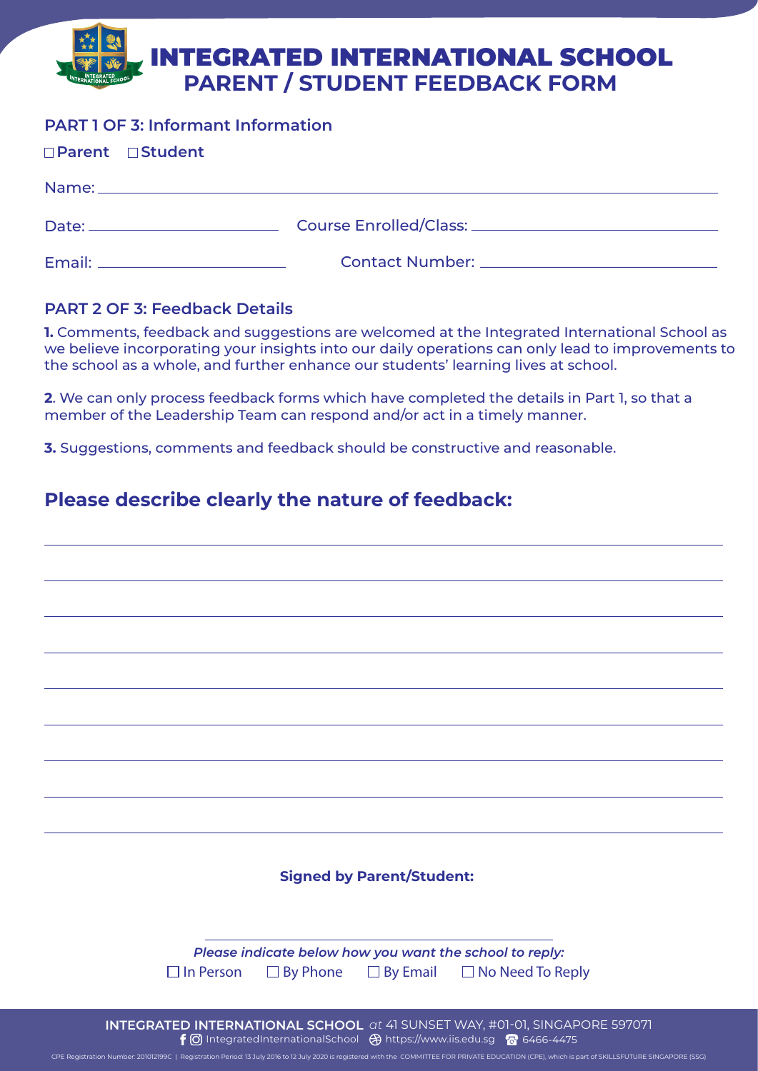# INTEGRATED INTERNATIONAL SCHOOL
## PARENT / STUDENT FEEDBACK FORM

### PART 1 OF 3: Informant Information

☐ **Parent** ☐ **Student**

Name: ______________________________________________

Date: ____________________ Course Enrolled/Class: ____________________

Email: ____________________ Contact Number: ____________________

### PART 2 OF 3: Feedback Details

**1.** Comments, feedback and suggestions are welcomed at the Integrated International School as we believe incorporating your insights into our daily operations can only lead to improvements to the school as a whole, and further enhance our students' learning lives at school.

**2**. We can only process feedback forms which have completed the details in Part 1, so that a member of the Leadership Team can respond and/or act in a timely manner.

**3.** Suggestions, comments and feedback should be constructive and reasonable.

## Please describe clearly the nature of feedback:

______________________________________________

______________________________________________

______________________________________________

______________________________________________

______________________________________________

______________________________________________

______________________________________________

______________________________________________

**Signed by Parent/Student:**

______________________________

***Please indicate below how you want the school to reply:***

☐ In Person ☐ By Phone ☐ By Email ☐ No Need To Reply

**INTEGRATED INTERNATIONAL SCHOOL** *at* 41 SUNSET WAY, #01-01, SINGAPORE 597071

IntegratedInternationalSchool https://www.iis.edu.sg 6466-4475

CPE Registration Number: 201012199C | Registration Period: 13 July 2016 to 12 July 2020 is registered with the COMMITTEE FOR PRIVATE EDUCATION (CPE), which is part of SKILLSFUTURE SINGAPORE (SSG)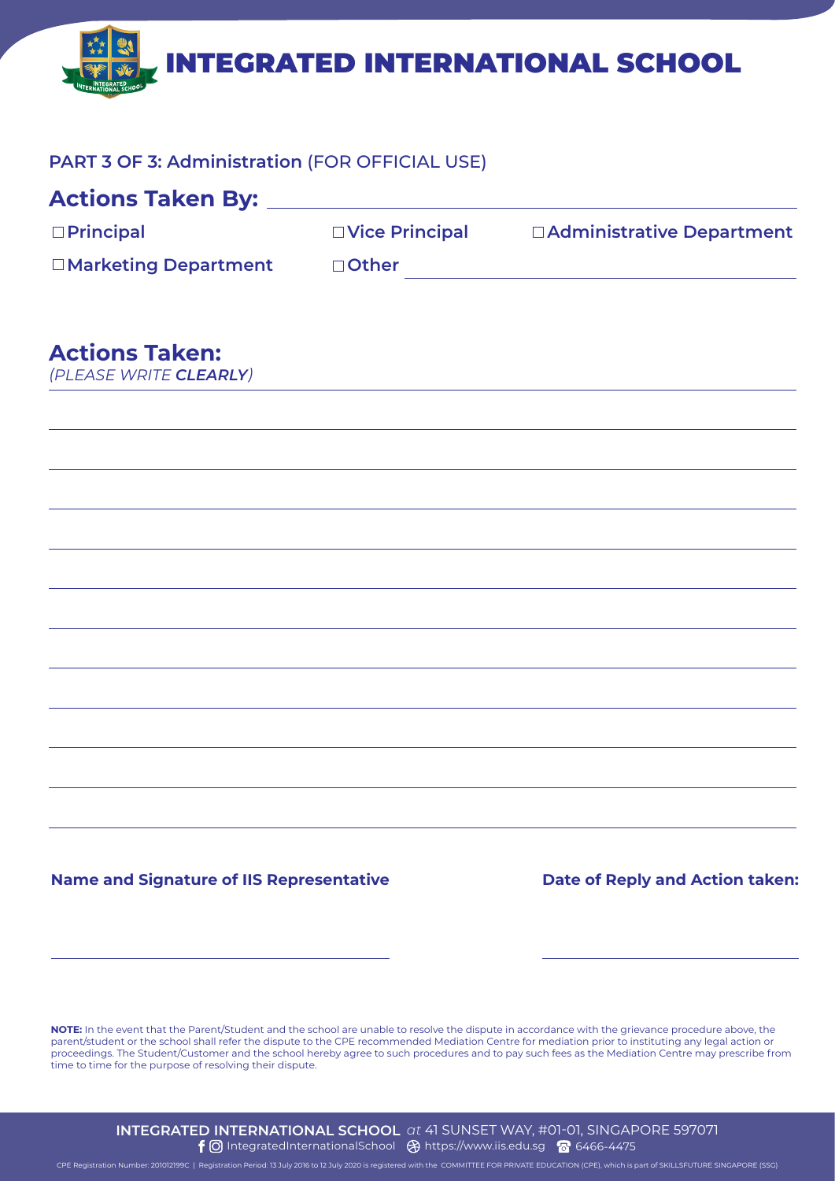# INTEGRATED INTERNATIONAL SCHOOL

**PART 3 OF 3: Administration** (FOR OFFICIAL USE)

## Actions Taken By: ______________________

☐ **Principal** ☐ **Vice Principal** ☐ **Administrative Department**

☐ **Marketing Department** ☐ **Other** ______________________

## Actions Taken:

*(PLEASE WRITE **CLEARLY**)*

______________________

______________________

______________________

______________________

______________________

______________________

______________________

______________________

______________________

______________________

______________________

______________________

**Name and Signature of IIS Representative** ______________________

**Date of Reply and Action taken:** ______________________

**NOTE:** In the event that the Parent/Student and the school are unable to resolve the dispute in accordance with the grievance procedure above, the parent/student or the school shall refer the dispute to the CPE recommended Mediation Centre for mediation prior to instituting any legal action or proceedings. The Student/Customer and the school hereby agree to such procedures and to pay such fees as the Mediation Centre may prescribe from time to time for the purpose of resolving their dispute.

**INTEGRATED INTERNATIONAL SCHOOL** *at* 41 SUNSET WAY, #01-01, SINGAPORE 597071

IntegratedInternationalSchool https://www.iis.edu.sg 6466-4475

CPE Registration Number: 201012199C | Registration Period: 13 July 2016 to 12 July 2020 is registered with the COMMITTEE FOR PRIVATE EDUCATION (CPE), which is part of SKILLSFUTURE SINGAPORE (SSG)